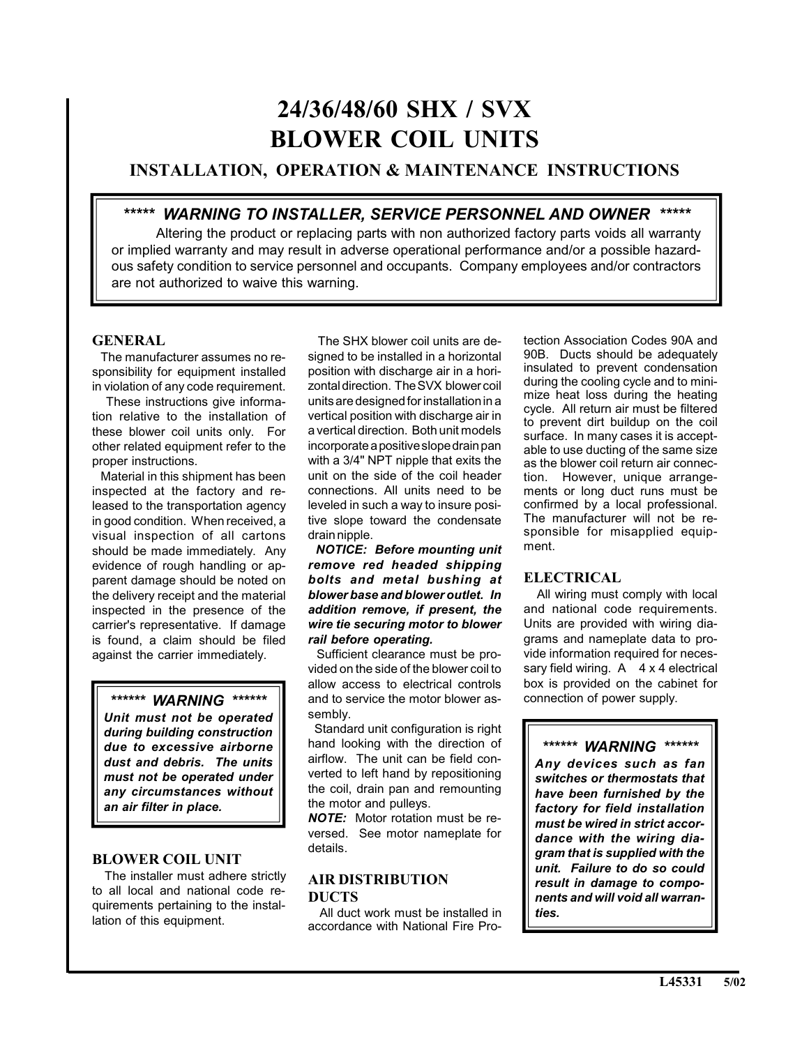# 24/36/48/60 SHX / SVX BLOWER COIL UNITS

## INSTALLATION, OPERATION & MAINTENANCE INSTRUCTIONS

> ***** ***WARNING TO INSTALLER, SERVICE PERSONNEL AND OWNER*** *****
>
> Altering the product or replacing parts with non authorized factory parts voids all warranty or implied warranty and may result in adverse operational performance and/or a possible hazardous safety condition to service personnel and occupants. Company employees and/or contractors are not authorized to waive this warning.

### GENERAL

The manufacturer assumes no responsibility for equipment installed in violation of any code requirement.

These instructions give information relative to the installation of these blower coil units only. For other related equipment refer to the proper instructions.

Material in this shipment has been inspected at the factory and released to the transportation agency in good condition. When received, a visual inspection of all cartons should be made immediately. Any evidence of rough handling or apparent damage should be noted on the delivery receipt and the material inspected in the presence of the carrier's representative. If damage is found, a claim should be filed against the carrier immediately.

> ****** ***WARNING*** ******
>
> ***Unit must not be operated during building construction due to excessive airborne dust and debris. The units must not be operated under any circumstances without an air filter in place.***

### BLOWER COIL UNIT

The installer must adhere strictly to all local and national code requirements pertaining to the installation of this equipment.

The SHX blower coil units are designed to be installed in a horizontal position with discharge air in a horizontal direction. The SVX blower coil units are designed for installation in a vertical position with discharge air in a vertical direction. Both unit models incorporate a positive slope drain pan with a 3/4" NPT nipple that exits the unit on the side of the coil header connections. All units need to be leveled in such a way to insure positive slope toward the condensate drain nipple.

***NOTICE: Before mounting unit remove red headed shipping bolts and metal bushing at blower base and blower outlet. In addition remove, if present, the wire tie securing motor to blower rail before operating.***

Sufficient clearance must be provided on the side of the blower coil to allow access to electrical controls and to service the motor blower assembly.

Standard unit configuration is right hand looking with the direction of airflow. The unit can be field converted to left hand by repositioning the coil, drain pan and remounting the motor and pulleys.

***NOTE:*** Motor rotation must be reversed. See motor nameplate for details.

### AIR DISTRIBUTION DUCTS

All duct work must be installed in accordance with National Fire Protection Association Codes 90A and 90B. Ducts should be adequately insulated to prevent condensation during the cooling cycle and to minimize heat loss during the heating cycle. All return air must be filtered to prevent dirt buildup on the coil surface. In many cases it is acceptable to use ducting of the same size as the blower coil return air connection. However, unique arrangements or long duct runs must be confirmed by a local professional. The manufacturer will not be responsible for misapplied equipment.

### ELECTRICAL

All wiring must comply with local and national code requirements. Units are provided with wiring diagrams and nameplate data to provide information required for necessary field wiring. A 4 x 4 electrical box is provided on the cabinet for connection of power supply.

> ****** ***WARNING*** ******
>
> ***Any devices such as fan switches or thermostats that have been furnished by the factory for field installation must be wired in strict accordance with the wiring diagram that is supplied with the unit. Failure to do so could result in damage to components and will void all warranties.***

L45331 5/02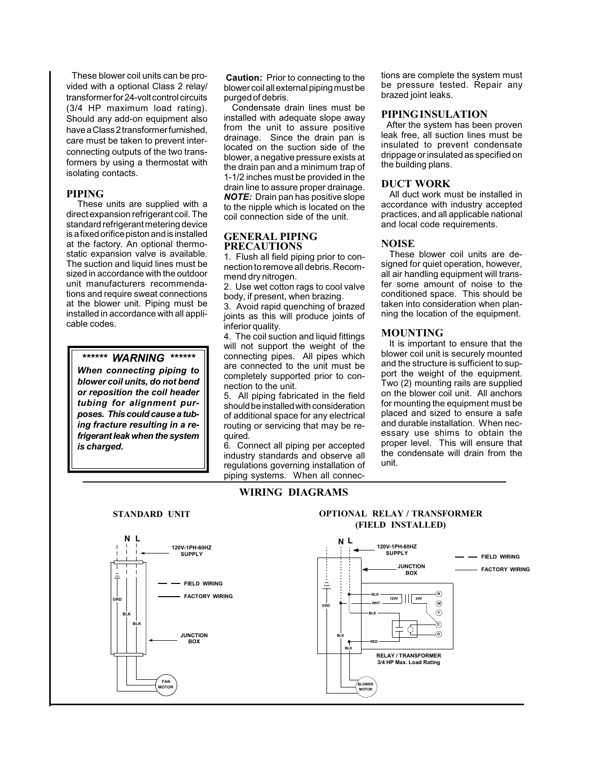These blower coil units can be provided with a optional Class 2 relay/transformer for 24-volt control circuits (3/4 HP maximum load rating). Should any add-on equipment also have a Class 2 transformer furnished, care must be taken to prevent interconnecting outputs of the two transformers by using a thermostat with isolating contacts.

## PIPING

These units are supplied with a direct expansion refrigerant coil. The standard refrigerant metering device is a fixed orifice piston and is installed at the factory. An optional thermostatic expansion valve is available. The suction and liquid lines must be sized in accordance with the outdoor unit manufacturers recommendations and require sweat connections at the blower unit. Piping must be installed in accordance with all applicable codes.

> ****** ***WARNING*** ******
>
> ***When connecting piping to blower coil units, do not bend or reposition the coil header tubing for alignment purposes. This could cause a tubing fracture resulting in a refrigerant leak when the system is charged.***

**Caution:** Prior to connecting to the blower coil all external piping must be purged of debris.

Condensate drain lines must be installed with adequate slope away from the unit to assure positive drainage. Since the drain pan is located on the suction side of the blower, a negative pressure exists at the drain pan and a minimum trap of 1-1/2 inches must be provided in the drain line to assure proper drainage. ***NOTE:*** Drain pan has positive slope to the nipple which is located on the coil connection side of the unit.

## GENERAL PIPING PRECAUTIONS

1. Flush all field piping prior to connection to remove all debris. Recommend dry nitrogen.
2. Use wet cotton rags to cool valve body, if present, when brazing.
3. Avoid rapid quenching of brazed joints as this will produce joints of inferior quality.
4. The coil suction and liquid fittings will not support the weight of the connecting pipes. All pipes which are connected to the unit must be completely supported prior to connection to the unit.
5. All piping fabricated in the field should be installed with consideration of additional space for any electrical routing or servicing that may be required.
6. Connect all piping per accepted industry standards and observe all regulations governing installation of piping systems. When all connections are complete the system must be pressure tested. Repair any brazed joint leaks.

## PIPING INSULATION

After the system has been proven leak free, all suction lines must be insulated to prevent condensate drippage or insulated as specified on the building plans.

## DUCT WORK

All duct work must be installed in accordance with industry accepted practices, and all applicable national and local code requirements.

## NOISE

These blower coil units are designed for quiet operation, however, all air handling equipment will transfer some amount of noise to the conditioned space. This should be taken into consideration when planning the location of the equipment.

## MOUNTING

It is important to ensure that the blower coil unit is securely mounted and the structure is sufficient to support the weight of the equipment. Two (2) mounting rails are supplied on the blower coil unit. All anchors for mounting the equipment must be placed and sized to ensure a safe and durable installation. When necessary use shims to obtain the proper level. This will ensure that the condensate will drain from the unit.

## WIRING DIAGRAMS

### STANDARD UNIT

N L
120V-1PH-60HZ SUPPLY
FIELD WIRING
FACTORY WIRING
GRD
BLK
BLK
JUNCTION BOX
FAN MOTOR

### OPTIONAL RELAY / TRANSFORMER (FIELD INSTALLED)

N L
120V-1PH-60HZ SUPPLY
FIELD WIRING
FACTORY WIRING
JUNCTION BOX
BLK
WHT
BLK
120V
24V
R
W
Y
C
G
GRD
BLK
RED
BLK
RELAY / TRANSFORMER
3/4 HP Max. Load Rating
BLOWER MOTOR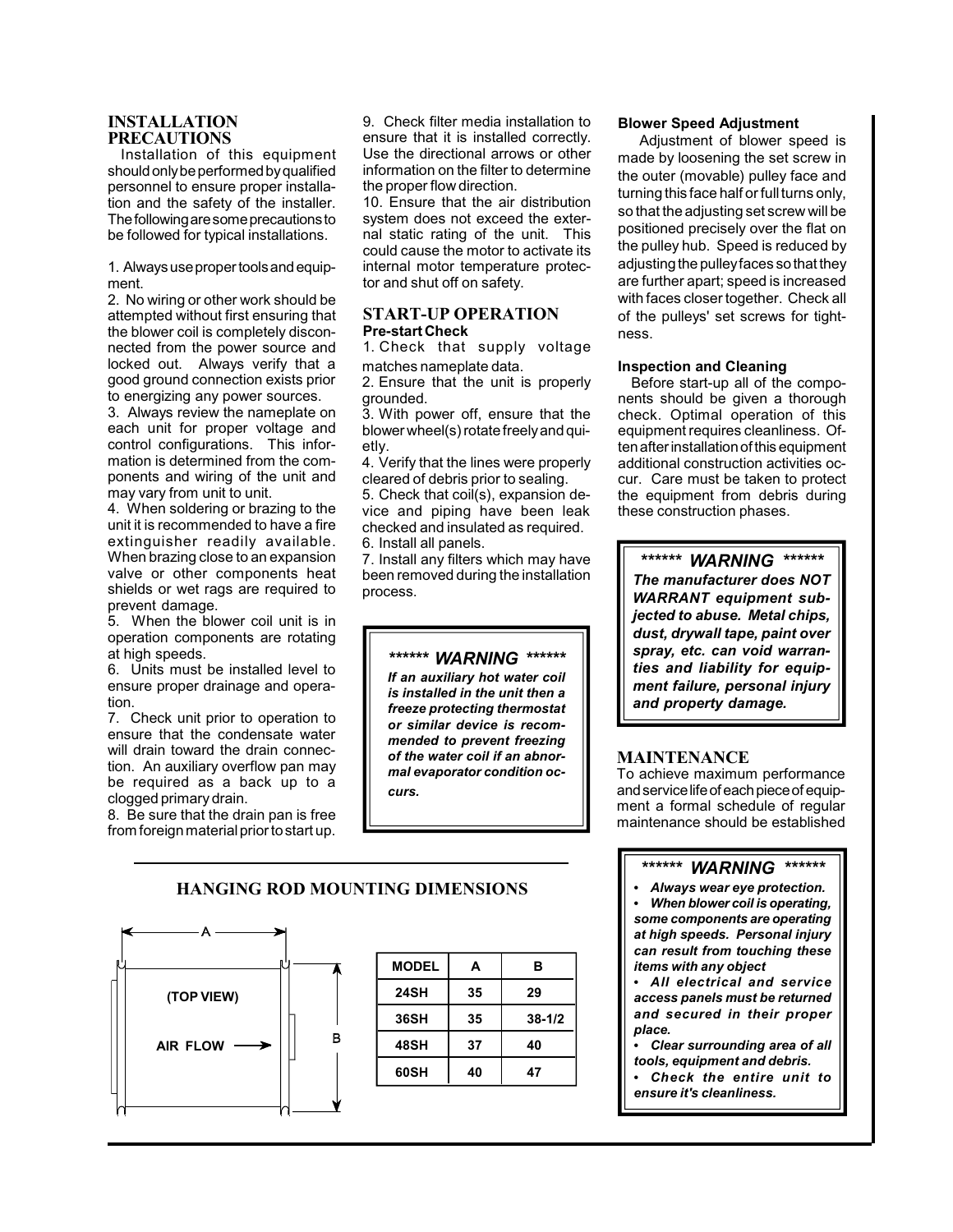## INSTALLATION PRECAUTIONS

Installation of this equipment should only be performed by qualified personnel to ensure proper installation and the safety of the installer. The following are some precautions to be followed for typical installations.

1. Always use proper tools and equipment.
2. No wiring or other work should be attempted without first ensuring that the blower coil is completely disconnected from the power source and locked out. Always verify that a good ground connection exists prior to energizing any power sources.
3. Always review the nameplate on each unit for proper voltage and control configurations. This information is determined from the components and wiring of the unit and may vary from unit to unit.
4. When soldering or brazing to the unit it is recommended to have a fire extinguisher readily available. When brazing close to an expansion valve or other components heat shields or wet rags are required to prevent damage.
5. When the blower coil unit is in operation components are rotating at high speeds.
6. Units must be installed level to ensure proper drainage and operation.
7. Check unit prior to operation to ensure that the condensate water will drain toward the drain connection. An auxiliary overflow pan may be required as a back up to a clogged primary drain.
8. Be sure that the drain pan is free from foreign material prior to start up.
9. Check filter media installation to ensure that it is installed correctly. Use the directional arrows or other information on the filter to determine the proper flow direction.
10. Ensure that the air distribution system does not exceed the external static rating of the unit. This could cause the motor to activate its internal motor temperature protector and shut off on safety.

## START-UP OPERATION

### Pre-start Check

1. Check that supply voltage matches nameplate data.
2. Ensure that the unit is properly grounded.
3. With power off, ensure that the blower wheel(s) rotate freely and quietly.
4. Verify that the lines were properly cleared of debris prior to sealing.
5. Check that coil(s), expansion device and piping have been leak checked and insulated as required.
6. Install all panels.
7. Install any filters which may have been removed during the installation process.

> ****** ***WARNING*** ******
>
> ***If an auxiliary hot water coil is installed in the unit then a freeze protecting thermostat or similar device is recommended to prevent freezing of the water coil if an abnormal evaporator condition occurs.***

### Blower Speed Adjustment

Adjustment of blower speed is made by loosening the set screw in the outer (movable) pulley face and turning this face half or full turns only, so that the adjusting set screw will be positioned precisely over the flat on the pulley hub. Speed is reduced by adjusting the pulley faces so that they are further apart; speed is increased with faces closer together. Check all of the pulleys' set screws for tightness.

### Inspection and Cleaning

Before start-up all of the components should be given a thorough check. Optimal operation of this equipment requires cleanliness. Often after installation of this equipment additional construction activities occur. Care must be taken to protect the equipment from debris during these construction phases.

> ****** ***WARNING*** ******
>
> ***The manufacturer does NOT WARRANT equipment subjected to abuse. Metal chips, dust, drywall tape, paint over spray, etc. can void warranties and liability for equipment failure, personal injury and property damage.***

## MAINTENANCE

To achieve maximum performance and service life of each piece of equipment a formal schedule of regular maintenance should be established

> ****** ***WARNING*** ******
>
> - ***Always wear eye protection.***
> - ***When blower coil is operating, some components are operating at high speeds. Personal injury can result from touching these items with any object***
> - ***All electrical and service access panels must be returned and secured in their proper place.***
> - ***Clear surrounding area of all tools, equipment and debris.***
> - ***Check the entire unit to ensure it's cleanliness.***

## HANGING ROD MOUNTING DIMENSIONS

(TOP VIEW)

AIR FLOW →

| MODEL | A | B |
|---|---|---|
| 24SH | 35 | 29 |
| 36SH | 35 | 38-1/2 |
| 48SH | 37 | 40 |
| 60SH | 40 | 47 |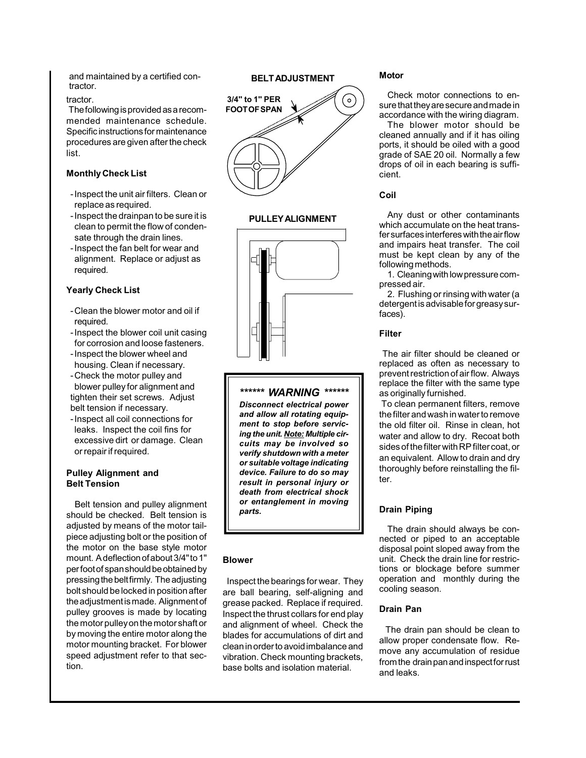and maintained by a certified contractor.

tractor.

The following is provided as a recommended maintenance schedule. Specific instructions for maintenance procedures are given after the check list.

**Monthly Check List**

- Inspect the unit air filters. Clean or replace as required.
- Inspect the drainpan to be sure it is clean to permit the flow of condensate through the drain lines.
- Inspect the fan belt for wear and alignment. Replace or adjust as required.

**Yearly Check List**

- Clean the blower motor and oil if required.
- Inspect the blower coil unit casing for corrosion and loose fasteners.
- Inspect the blower wheel and housing. Clean if necessary.
- Check the motor pulley and blower pulley for alignment and tighten their set screws. Adjust belt tension if necessary.
- Inspect all coil connections for leaks. Inspect the coil fins for excessive dirt or damage. Clean or repair if required.

**Pulley Alignment and Belt Tension**

Belt tension and pulley alignment should be checked. Belt tension is adjusted by means of the motor tailpiece adjusting bolt or the position of the motor on the base style motor mount. A deflection of about 3/4" to 1" per foot of span should be obtained by pressing the belt firmly. The adjusting bolt should be locked in position after the adjustment is made. Alignment of pulley grooves is made by locating the motor pulley on the motor shaft or by moving the entire motor along the motor mounting bracket. For blower speed adjustment refer to that section.

**BELT ADJUSTMENT**

3/4" to 1" PER FOOT OF SPAN

**PULLEY ALIGNMENT**

***\*\*\*\*\*\* WARNING \*\*\*\*\*\****

***Disconnect electrical power and allow all rotating equipment to stop before servicing the unit. Note: Multiple circuits may be involved so verify shutdown with a meter or suitable voltage indicating device. Failure to do so may result in personal injury or death from electrical shock or entanglement in moving parts.***

**Blower**

Inspect the bearings for wear. They are ball bearing, self-aligning and grease packed. Replace if required. Inspect the thrust collars for end play and alignment of wheel. Check the blades for accumulations of dirt and clean in order to avoid imbalance and vibration. Check mounting brackets, base bolts and isolation material.

**Motor**

Check motor connections to ensure that they are secure and made in accordance with the wiring diagram.

The blower motor should be cleaned annually and if it has oiling ports, it should be oiled with a good grade of SAE 20 oil. Normally a few drops of oil in each bearing is sufficient.

**Coil**

Any dust or other contaminants which accumulate on the heat transfer surfaces interferes with the air flow and impairs heat transfer. The coil must be kept clean by any of the following methods.

1. Cleaning with low pressure compressed air.
2. Flushing or rinsing with water (a detergent is advisable for greasy surfaces).

**Filter**

The air filter should be cleaned or replaced as often as necessary to prevent restriction of air flow. Always replace the filter with the same type as originally furnished.

To clean permanent filters, remove the filter and wash in water to remove the old filter oil. Rinse in clean, hot water and allow to dry. Recoat both sides of the filter with RP filter coat, or an equivalent. Allow to drain and dry thoroughly before reinstalling the filter.

**Drain Piping**

The drain should always be connected or piped to an acceptable disposal point sloped away from the unit. Check the drain line for restrictions or blockage before summer operation and monthly during the cooling season.

**Drain Pan**

The drain pan should be clean to allow proper condensate flow. Remove any accumulation of residue from the drain pan and inspect for rust and leaks.